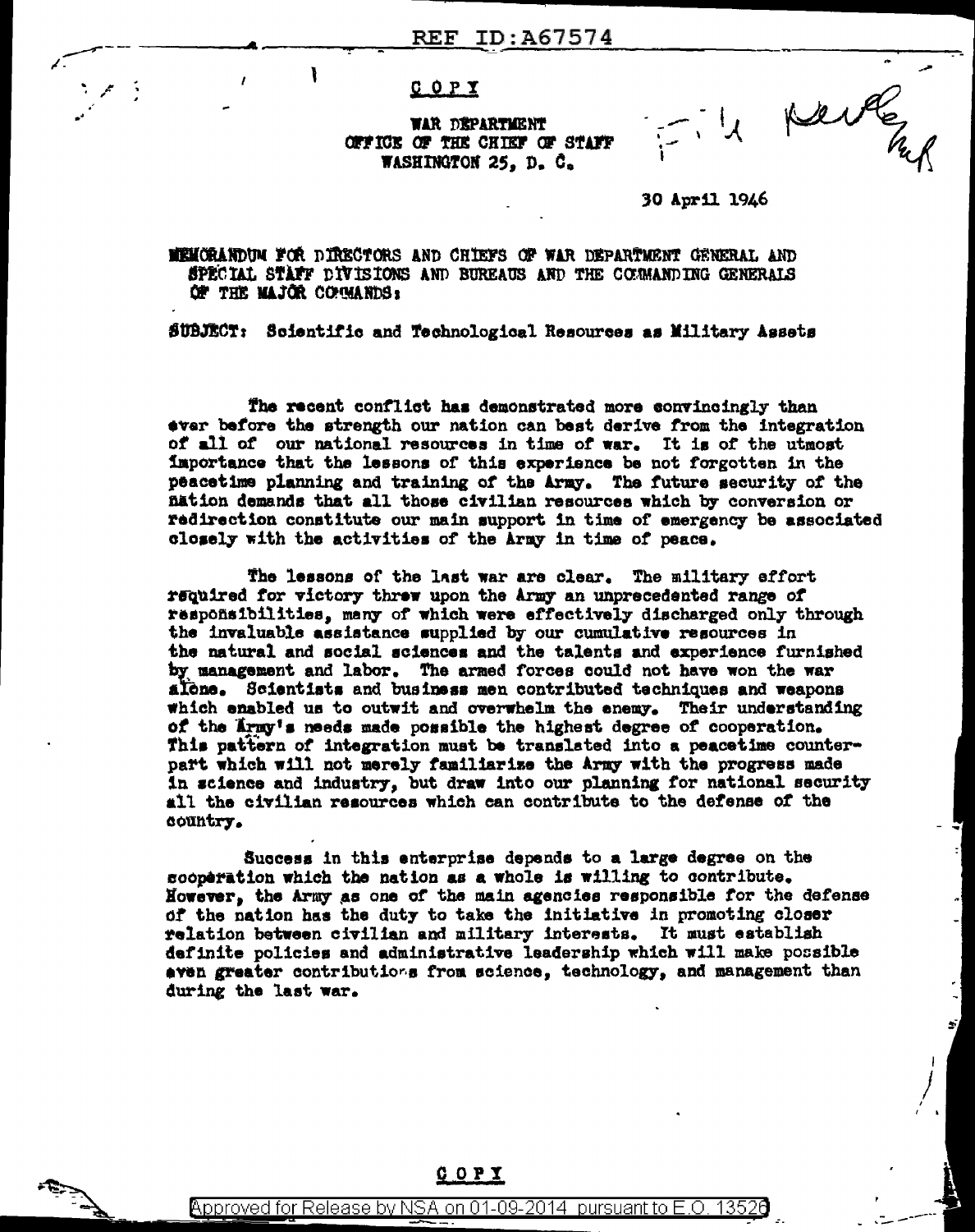COPY

WAR DEPARTMENT
OFFICE OF THE CHIEF OF STAFF
WASHINGTON 25, D. C.

30 April 1946

MEMORANDUM FOR DIRECTORS AND CHIEFS OF WAR DEPARTMENT GENERAL AND SPECIAL STAFF DIVISIONS AND BUREAUS AND THE COMMANDING GENERALS OF THE MAJOR COMMANDS:

SUBJECT: Scientific and Technological Resources as Military Assets

The recent conflict has demonstrated more convincingly than ever before the strength our nation can best derive from the integration of all of our national resources in time of war. It is of the utmost importance that the lessons of this experience be not forgotten in the peacetime planning and training of the Army. The future security of the nation demands that all those civilian resources which by conversion or redirection constitute our main support in time of emergency be associated closely with the activities of the Army in time of peace.

The lessons of the last war are clear. The military effort required for victory threw upon the Army an unprecedented range of responsibilities, many of which were effectively discharged only through the invaluable assistance supplied by our cumulative resources in the natural and social sciences and the talents and experience furnished by management and labor. The armed forces could not have won the war alone. Scientists and business men contributed techniques and weapons which enabled us to outwit and overwhelm the enemy. Their understanding of the Army's needs made possible the highest degree of cooperation. This pattern of integration must be translated into a peacetime counterpart which will not merely familiarize the Army with the progress made in science and industry, but draw into our planning for national security all the civilian resources which can contribute to the defense of the country.

Success in this enterprise depends to a large degree on the cooperation which the nation as a whole is willing to contribute. However, the Army as one of the main agencies responsible for the defense of the nation has the duty to take the initiative in promoting closer relation between civilian and military interests. It must establish definite policies and administrative leadership which will make possible even greater contributions from science, technology, and management than during the last war.

COPY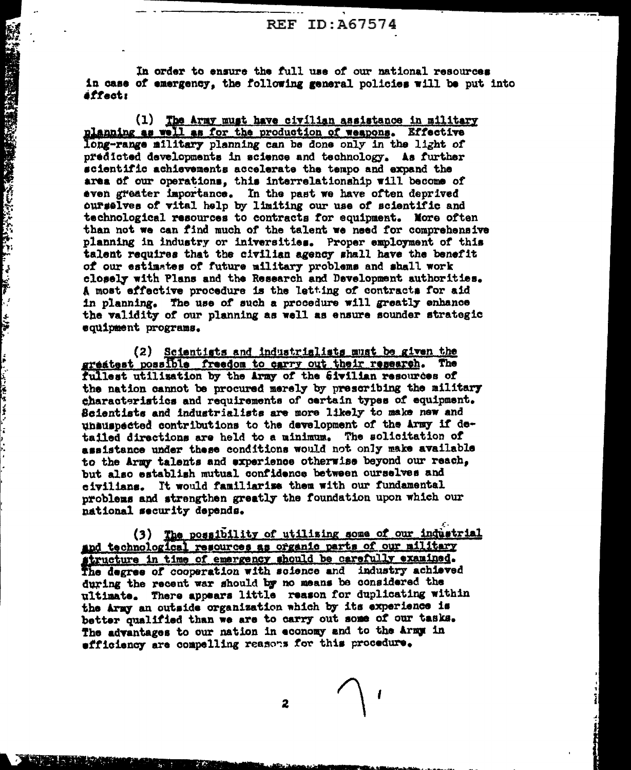In order to ensure the full use of our national resources in case of emergency, the following general policies will be put into effect:

(1) _The Army must have civilian assistance in military planning as well as for the production of weapons._ Effective long-range military planning can be done only in the light of predicted developments in science and technology. As further scientific achievements accelerate the tempo and expand the area of our operations, this interrelationship will become of even greater importance. In the past we have often deprived ourselves of vital help by limiting our use of scientific and technological resources to contracts for equipment. More often than not we can find much of the talent we need for comprehensive planning in industry or iniversities. Proper employment of this talent requires that the civilian agency shall have the benefit of our estimates of future military problems and shall work closely with Plans and the Research and Development authorities. A most effective procedure is the letting of contracts for aid in planning. The use of such a procedure will greatly enhance the validity of our planning as well as ensure sounder strategic equipment programs.

(2) _Scientists and industrialists must be given the greatest possible freedom to carry out their research._ The fullest utilization by the Army of the civilian resources of the nation cannot be procured merely by prescribing the military characteristics and requirements of certain types of equipment. Scientists and industrialists are more likely to make new and unsuspected contributions to the development of the Army if detailed directions are held to a minimum. The solicitation of assistance under these conditions would not only make available to the Army talents and experience otherwise beyond our reach, but also establish mutual confidence between ourselves and civilians. It would familiarize them with our fundamental problems and strengthen greatly the foundation upon which our national security depends.

(3) _The possibility of utilizing some of our industrial and technological resources as organic parts of our military structure in time of emergency should be carefully examined._ The degree of cooperation with science and industry achieved during the recent war should by no means be considered the ultimate. There appears little reason for duplicating within the Army an outside organization which by its experience is better qualified than we are to carry out some of our tasks. The advantages to our nation in economy and to the Army in efficiency are compelling reasons for this procedure.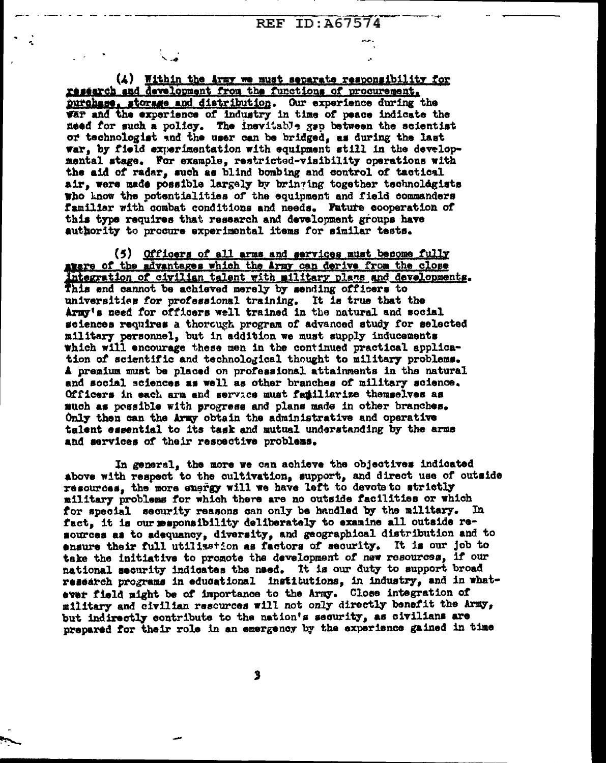(4) <u>Within the Army we must separate responsibility for research and development from the functions of procurement, purchase, storage and distribution.</u> Our experience during the war and the experience of industry in time of peace indicate the need for such a policy. The inevitable gap between the scientist or technologist and the user can be bridged, as during the last war, by field experimentation with equipment still in the developmental stage. For example, restricted-visibility operations with the aid of radar, such as blind bombing and control of tactical air, were made possible largely by bringing together technologists who know the potentialities of the equipment and field commanders familiar with combat conditions and needs. Future cooperation of this type requires that research and development groups have authority to procure experimental items for similar tests.

(5) <u>Officers of all arms and services must become fully aware of the advantages which the Army can derive from the close integration of civilian talent with military plans and developments.</u> This end cannot be achieved merely by sending officers to universities for professional training. It is true that the Army's need for officers well trained in the natural and social sciences requires a thorough program of advanced study for selected military personnel, but in addition we must supply inducements which will encourage these men in the continued practical application of scientific and technological thought to military problems. A premium must be placed on professional attainments in the natural and social sciences as well as other branches of military science. Officers in each arm and service must familiarize themselves as much as possible with progress and plans made in other branches. Only then can the Army obtain the administrative and operative talent essential to its task and mutual understanding by the arms and services of their respective problems.

In general, the more we can achieve the objectives indicated above with respect to the cultivation, support, and direct use of outside resources, the more energy will we have left to devote to strictly military problems for which there are no outside facilities or which for special security reasons can only be handled by the military. In fact, it is our responsibility deliberately to examine all outside resources as to adequancy, diversity, and geographical distribution and to ensure their full utilization as factors of security. It is our job to take the initiative to promote the development of new resources, if our national security indicates the need. It is our duty to support broad research programs in educational institutions, in industry, and in whatever field might be of importance to the Army. Close integration of military and civilian resources will not only directly benefit the Army, but indirectly contribute to the nation's security, as civilians are prepared for their role in an emergency by the experience gained in time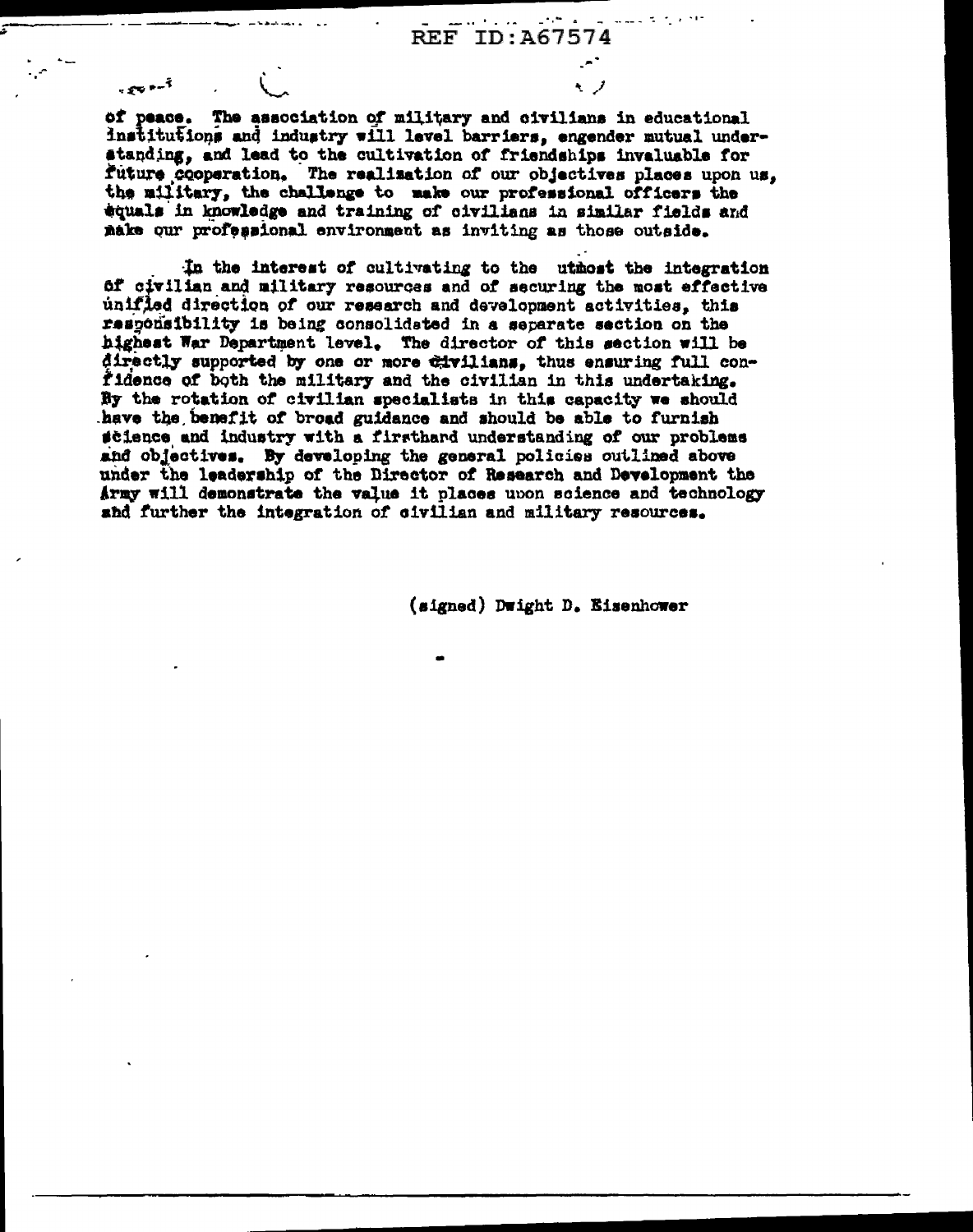of peace. The association of military and civilians in educational institutions and industry will level barriers, engender mutual understanding, and lead to the cultivation of friendships invaluable for future cooperation. The realization of our objectives places upon us, the military, the challenge to make our professional officers the equals in knowledge and training of civilians in similar fields and make our professional environment as inviting as those outside.

In the interest of cultivating to the utmost the integration of civilian and military resources and of securing the most effective unified direction of our research and development activities, this responsibility is being consolidated in a separate section on the highest War Department level. The director of this section will be directly supported by one or more civilians, thus ensuring full confidence of both the military and the civilian in this undertaking. By the rotation of civilian specialists in this capacity we should have the benefit of broad guidance and should be able to furnish science and industry with a firsthand understanding of our problems and objectives. By developing the general policies outlined above under the leadership of the Director of Research and Development the Army will demonstrate the value it places upon science and technology and further the integration of civilian and military resources.

(signed) Dwight D. Eisenhower